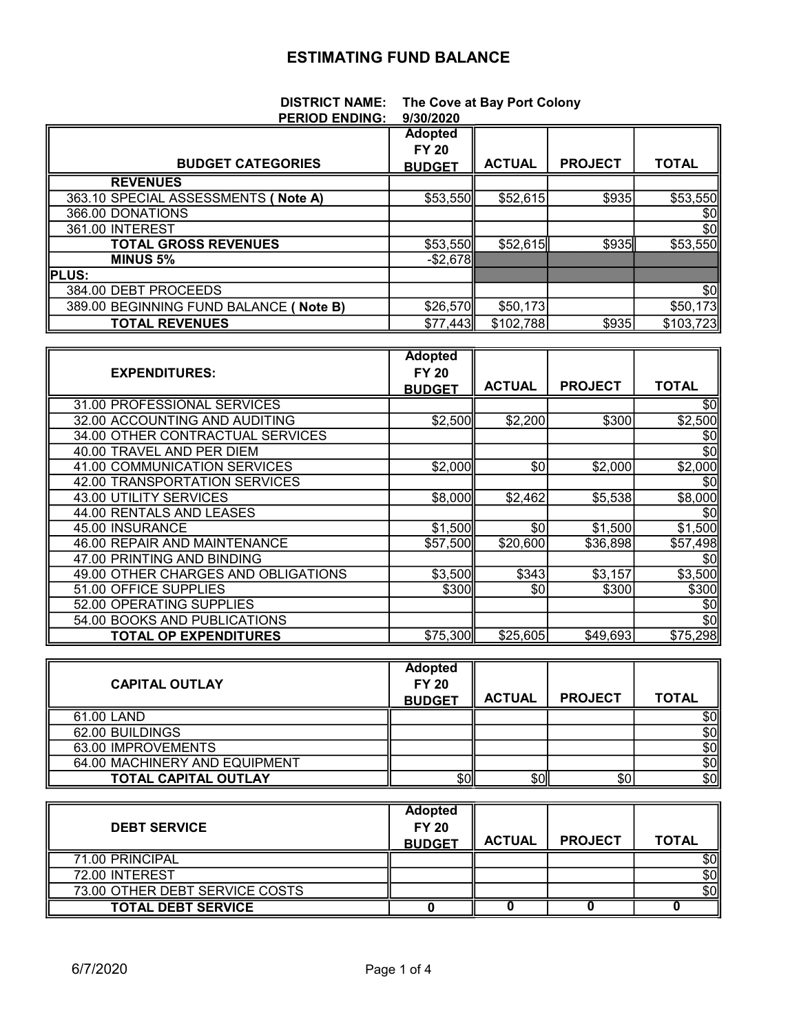# ESTIMATING FUND BALANCE

**DISTRICT NAME:** The Cove at Bay Port Colony
**PERIOD ENDING:** 9/30/2020

| BUDGET CATEGORIES | Adopted FY 20 BUDGET | ACTUAL | PROJECT | TOTAL |
|---|---|---|---|---|
| **REVENUES** | | | | |
| 363.10 SPECIAL ASSESSMENTS **( Note A)** | $53,550 | $52,615 | $935 | $53,550 |
| 366.00 DONATIONS | | | | $0 |
| 361.00 INTEREST | | | | $0 |
| **TOTAL GROSS REVENUES** | $53,550 | $52,615 | $935 | $53,550 |
| **MINUS 5%** | -$2,678 | | | |
| **PLUS:** | | | | |
| 384.00 DEBT PROCEEDS | | | | $0 |
| 389.00 BEGINNING FUND BALANCE **( Note B)** | $26,570 | $50,173 | | $50,173 |
| **TOTAL REVENUES** | $77,443 | $102,788 | $935 | $103,723 |

| EXPENDITURES: | Adopted FY 20 BUDGET | ACTUAL | PROJECT | TOTAL |
|---|---|---|---|---|
| 31.00 PROFESSIONAL SERVICES | | | | $0 |
| 32.00 ACCOUNTING AND AUDITING | $2,500 | $2,200 | $300 | $2,500 |
| 34.00 OTHER CONTRACTUAL SERVICES | | | | $0 |
| 40.00 TRAVEL AND PER DIEM | | | | $0 |
| 41.00 COMMUNICATION SERVICES | $2,000 | $0 | $2,000 | $2,000 |
| 42.00 TRANSPORTATION SERVICES | | | | $0 |
| 43.00 UTILITY SERVICES | $8,000 | $2,462 | $5,538 | $8,000 |
| 44.00 RENTALS AND LEASES | | | | $0 |
| 45.00 INSURANCE | $1,500 | $0 | $1,500 | $1,500 |
| 46.00 REPAIR AND MAINTENANCE | $57,500 | $20,600 | $36,898 | $57,498 |
| 47.00 PRINTING AND BINDING | | | | $0 |
| 49.00 OTHER CHARGES AND OBLIGATIONS | $3,500 | $343 | $3,157 | $3,500 |
| 51.00 OFFICE SUPPLIES | $300 | $0 | $300 | $300 |
| 52.00 OPERATING SUPPLIES | | | | $0 |
| 54.00 BOOKS AND PUBLICATIONS | | | | $0 |
| **TOTAL OP EXPENDITURES** | $75,300 | $25,605 | $49,693 | $75,298 |

| CAPITAL OUTLAY | Adopted FY 20 BUDGET | ACTUAL | PROJECT | TOTAL |
|---|---|---|---|---|
| 61.00 LAND | | | | $0 |
| 62.00 BUILDINGS | | | | $0 |
| 63.00 IMPROVEMENTS | | | | $0 |
| 64.00 MACHINERY AND EQUIPMENT | | | | $0 |
| **TOTAL CAPITAL OUTLAY** | $0 | $0 | $0 | $0 |

| DEBT SERVICE | Adopted FY 20 BUDGET | ACTUAL | PROJECT | TOTAL |
|---|---|---|---|---|
| 71.00 PRINCIPAL | | | | $0 |
| 72.00 INTEREST | | | | $0 |
| 73.00 OTHER DEBT SERVICE COSTS | | | | $0 |
| **TOTAL DEBT SERVICE** | **0** | **0** | **0** | **0** |

6/7/2020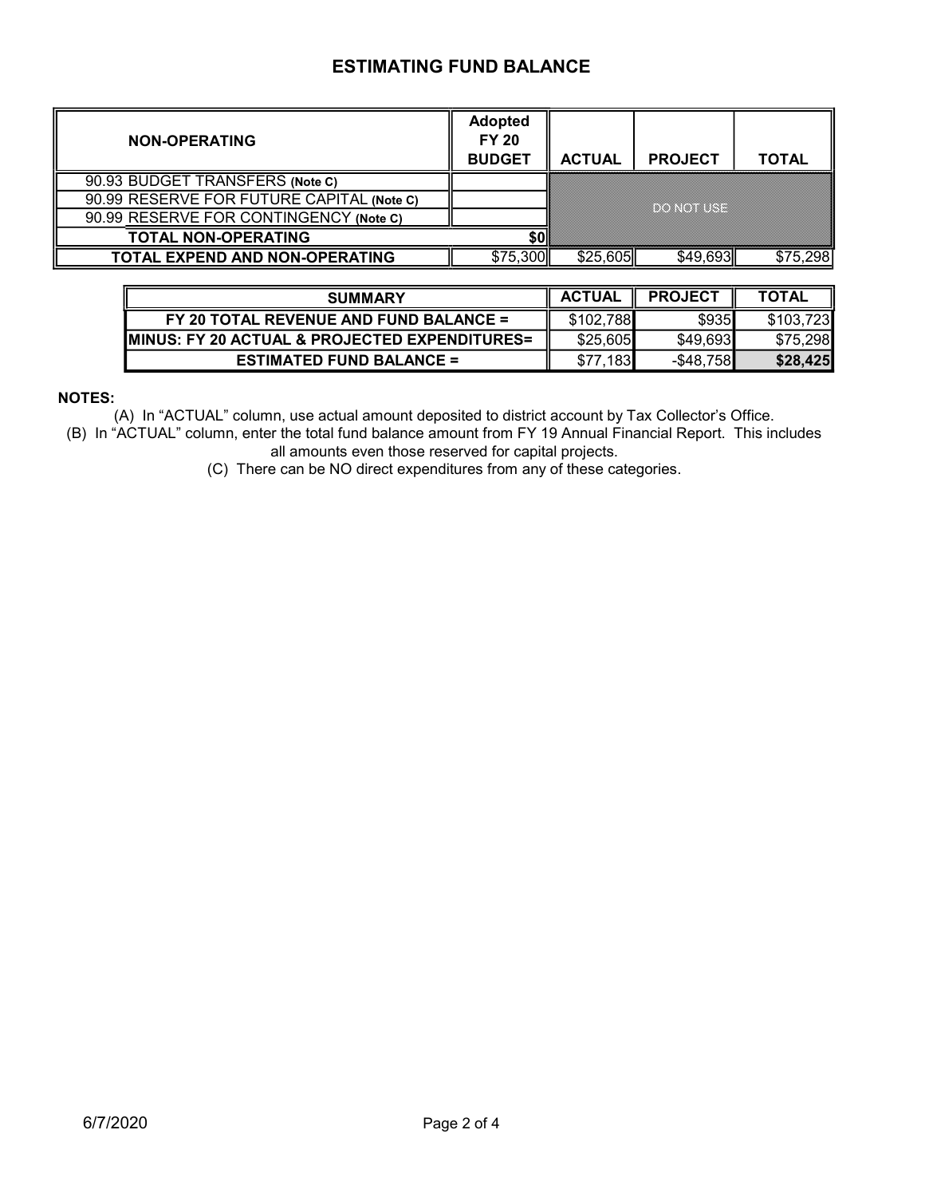# ESTIMATING FUND BALANCE

| NON-OPERATING | Adopted FY 20 BUDGET | ACTUAL | PROJECT | TOTAL |
|---|---|---|---|---|
| 90.93 BUDGET TRANSFERS (Note C) | | DO NOT USE | | |
| 90.99 RESERVE FOR FUTURE CAPITAL (Note C) | | | | |
| 90.99 RESERVE FOR CONTINGENCY (Note C) | | | | |
| **TOTAL NON-OPERATING** | $0 | | | |
| **TOTAL EXPEND AND NON-OPERATING** | $75,300 | $25,605 | $49,693 | $75,298 |

| SUMMARY | ACTUAL | PROJECT | TOTAL |
|---|---|---|---|
| **FY 20 TOTAL REVENUE AND FUND BALANCE =** | $102,788 | $935 | $103,723 |
| **MINUS: FY 20 ACTUAL & PROJECTED EXPENDITURES=** | $25,605 | $49,693 | $75,298 |
| **ESTIMATED FUND BALANCE =** | $77,183 | -$48,758 | **$28,425** |

**NOTES:**

(A) In "ACTUAL" column, use actual amount deposited to district account by Tax Collector's Office.

(B) In "ACTUAL" column, enter the total fund balance amount from FY 19 Annual Financial Report. This includes all amounts even those reserved for capital projects.

(C) There can be NO direct expenditures from any of these categories.

6/7/2020